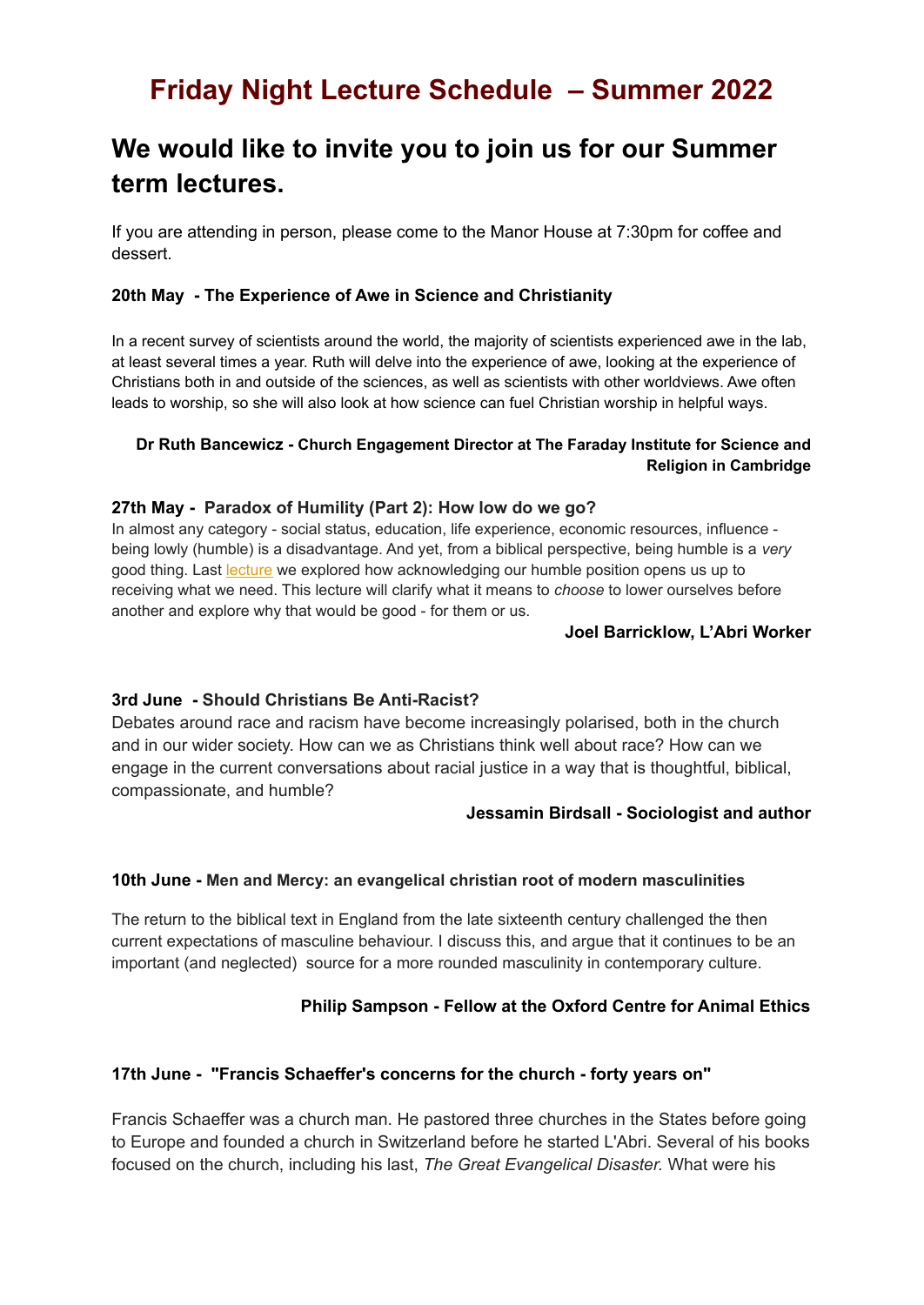# Friday Night Lecture Schedule – Summer 2022

## We would like to invite you to join us for our Summer term lectures.

If you are attending in person, please come to the Manor House at 7:30pm for coffee and dessert.

**20th May - The Experience of Awe in Science and Christianity**

In a recent survey of scientists around the world, the majority of scientists experienced awe in the lab, at least several times a year. Ruth will delve into the experience of awe, looking at the experience of Christians both in and outside of the sciences, as well as scientists with other worldviews. Awe often leads to worship, so she will also look at how science can fuel Christian worship in helpful ways.

**Dr Ruth Bancewicz - Church Engagement Director at The Faraday Institute for Science and Religion in Cambridge**

**27th May - Paradox of Humility (Part 2): How low do we go?**

In almost any category - social status, education, life experience, economic resources, influence - being lowly (humble) is a disadvantage. And yet, from a biblical perspective, being humble is a *very* good thing. Last lecture we explored how acknowledging our humble position opens us up to receiving what we need. This lecture will clarify what it means to *choose* to lower ourselves before another and explore why that would be good - for them or us.

**Joel Barricklow, L'Abri Worker**

**3rd June - Should Christians Be Anti-Racist?**

Debates around race and racism have become increasingly polarised, both in the church and in our wider society. How can we as Christians think well about race? How can we engage in the current conversations about racial justice in a way that is thoughtful, biblical, compassionate, and humble?

**Jessamin Birdsall - Sociologist and author**

**10th June - Men and Mercy: an evangelical christian root of modern masculinities**

The return to the biblical text in England from the late sixteenth century challenged the then current expectations of masculine behaviour. I discuss this, and argue that it continues to be an important (and neglected) source for a more rounded masculinity in contemporary culture.

**Philip Sampson - Fellow at the Oxford Centre for Animal Ethics**

**17th June - "Francis Schaeffer's concerns for the church - forty years on"**

Francis Schaeffer was a church man. He pastored three churches in the States before going to Europe and founded a church in Switzerland before he started L'Abri. Several of his books focused on the church, including his last, *The Great Evangelical Disaster.* What were his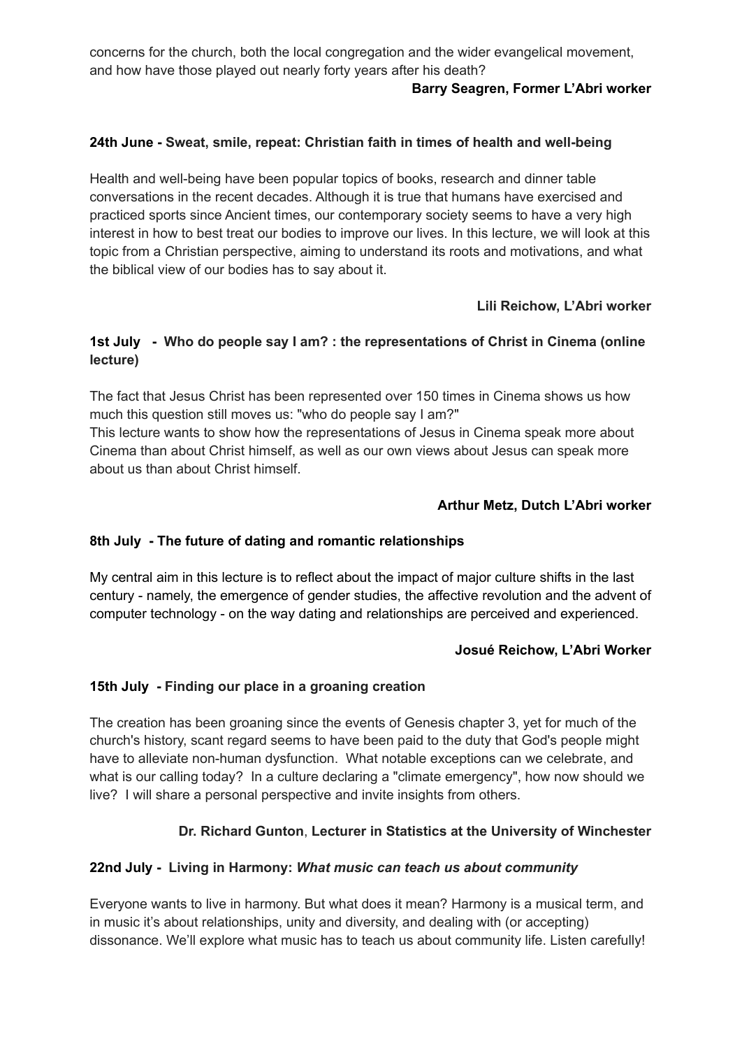concerns for the church, both the local congregation and the wider evangelical movement, and how have those played out nearly forty years after his death?

**Barry Seagren, Former L'Abri worker**

### 24th June - Sweat, smile, repeat: Christian faith in times of health and well-being

Health and well-being have been popular topics of books, research and dinner table conversations in the recent decades. Although it is true that humans have exercised and practiced sports since Ancient times, our contemporary society seems to have a very high interest in how to best treat our bodies to improve our lives. In this lecture, we will look at this topic from a Christian perspective, aiming to understand its roots and motivations, and what the biblical view of our bodies has to say about it.

**Lili Reichow, L'Abri worker**

### 1st July - Who do people say I am? : the representations of Christ in Cinema (online lecture)

The fact that Jesus Christ has been represented over 150 times in Cinema shows us how much this question still moves us: "who do people say I am?"
This lecture wants to show how the representations of Jesus in Cinema speak more about Cinema than about Christ himself, as well as our own views about Jesus can speak more about us than about Christ himself.

**Arthur Metz, Dutch L'Abri worker**

### 8th July - The future of dating and romantic relationships

My central aim in this lecture is to reflect about the impact of major culture shifts in the last century - namely, the emergence of gender studies, the affective revolution and the advent of computer technology - on the way dating and relationships are perceived and experienced.

**Josué Reichow, L'Abri Worker**

### 15th July - Finding our place in a groaning creation

The creation has been groaning since the events of Genesis chapter 3, yet for much of the church's history, scant regard seems to have been paid to the duty that God's people might have to alleviate non-human dysfunction. What notable exceptions can we celebrate, and what is our calling today? In a culture declaring a "climate emergency", how now should we live? I will share a personal perspective and invite insights from others.

**Dr. Richard Gunton**, **Lecturer in Statistics at the University of Winchester**

### 22nd July - Living in Harmony: *What music can teach us about community*

Everyone wants to live in harmony. But what does it mean? Harmony is a musical term, and in music it's about relationships, unity and diversity, and dealing with (or accepting) dissonance. We'll explore what music has to teach us about community life. Listen carefully!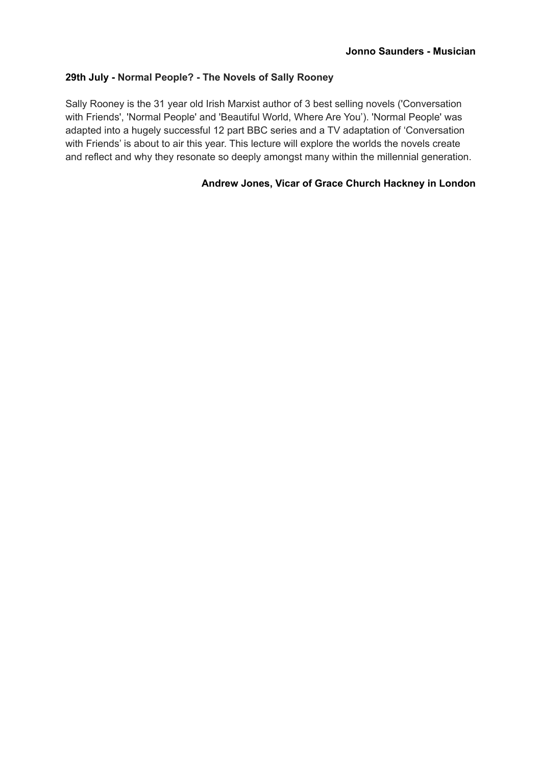**Jonno Saunders - Musician**

**29th July - Normal People? - The Novels of Sally Rooney**

Sally Rooney is the 31 year old Irish Marxist author of 3 best selling novels ('Conversation with Friends', 'Normal People' and 'Beautiful World, Where Are You'). 'Normal People' was adapted into a hugely successful 12 part BBC series and a TV adaptation of 'Conversation with Friends' is about to air this year. This lecture will explore the worlds the novels create and reflect and why they resonate so deeply amongst many within the millennial generation.

**Andrew Jones, Vicar of Grace Church Hackney in London**